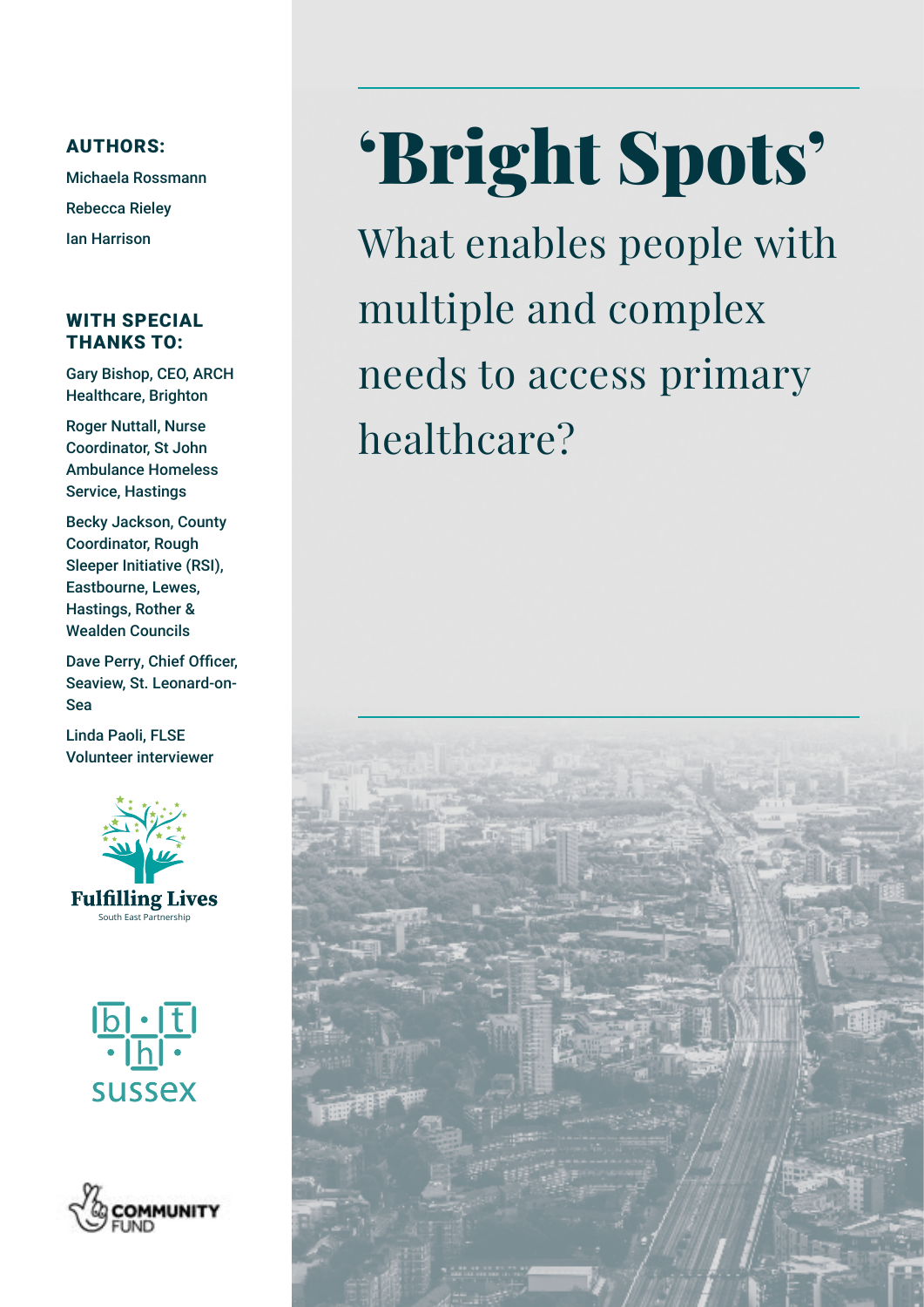# 'Bright Spots'

## What enables people with multiple and complex needs to access primary healthcare?

**AUTHORS:**

Michaela Rossmann

Rebecca Rieley

Ian Harrison

**WITH SPECIAL THANKS TO:**

Gary Bishop, CEO, ARCH Healthcare, Brighton

Roger Nuttall, Nurse Coordinator, St John Ambulance Homeless Service, Hastings

Becky Jackson, County Coordinator, Rough Sleeper Initiative (RSI), Eastbourne, Lewes, Hastings, Rother & Wealden Councils

Dave Perry, Chief Officer, Seaview, St. Leonard-on-Sea

Linda Paoli, FLSE Volunteer interviewer

Fulfilling Lives

South East Partnership

bthft sussex

COMMUNITY FUND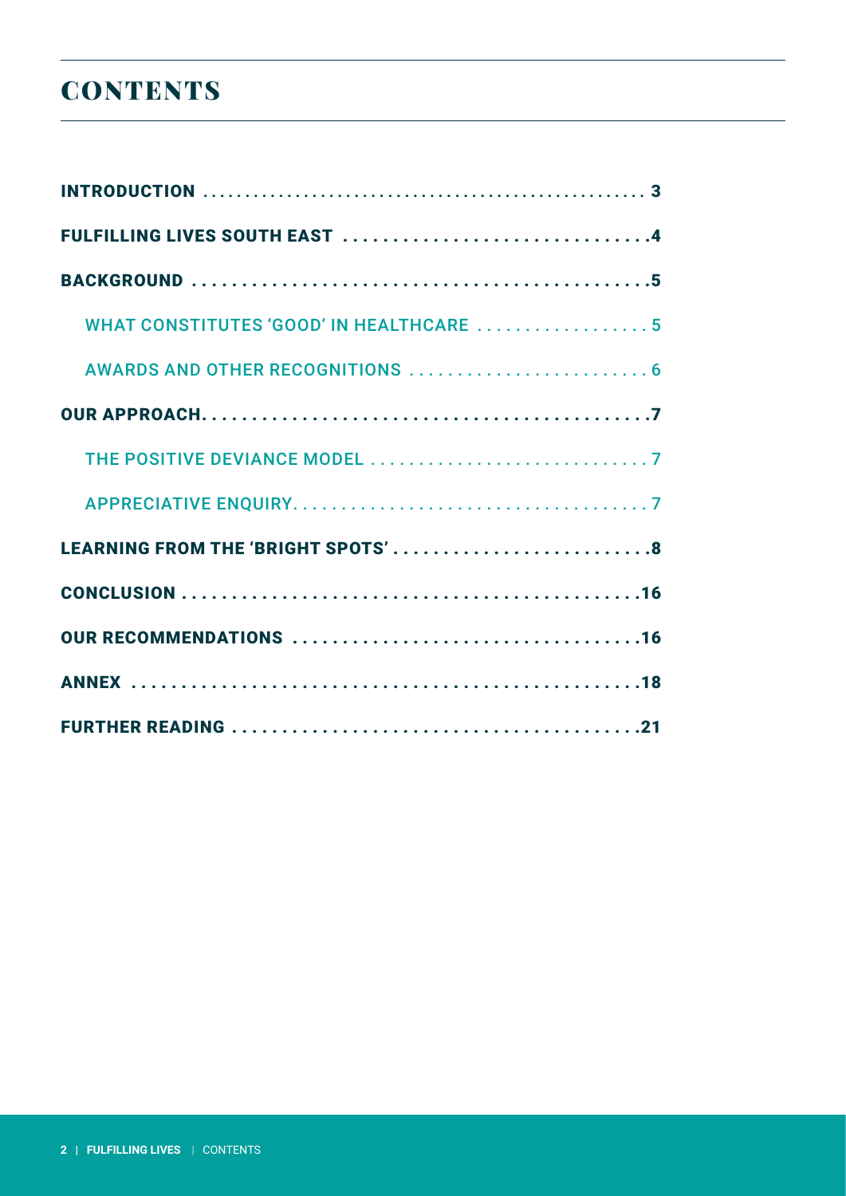# CONTENTS

- INTRODUCTION ... 3
- FULFILLING LIVES SOUTH EAST ... 4
- BACKGROUND ... 5
  - WHAT CONSTITUTES 'GOOD' IN HEALTHCARE ... 5
  - AWARDS AND OTHER RECOGNITIONS ... 6
- OUR APPROACH ... 7
  - THE POSITIVE DEVIANCE MODEL ... 7
  - APPRECIATIVE ENQUIRY ... 7
- LEARNING FROM THE 'BRIGHT SPOTS' ... 8
- CONCLUSION ... 16
- OUR RECOMMENDATIONS ... 16
- ANNEX ... 18
- FURTHER READING ... 21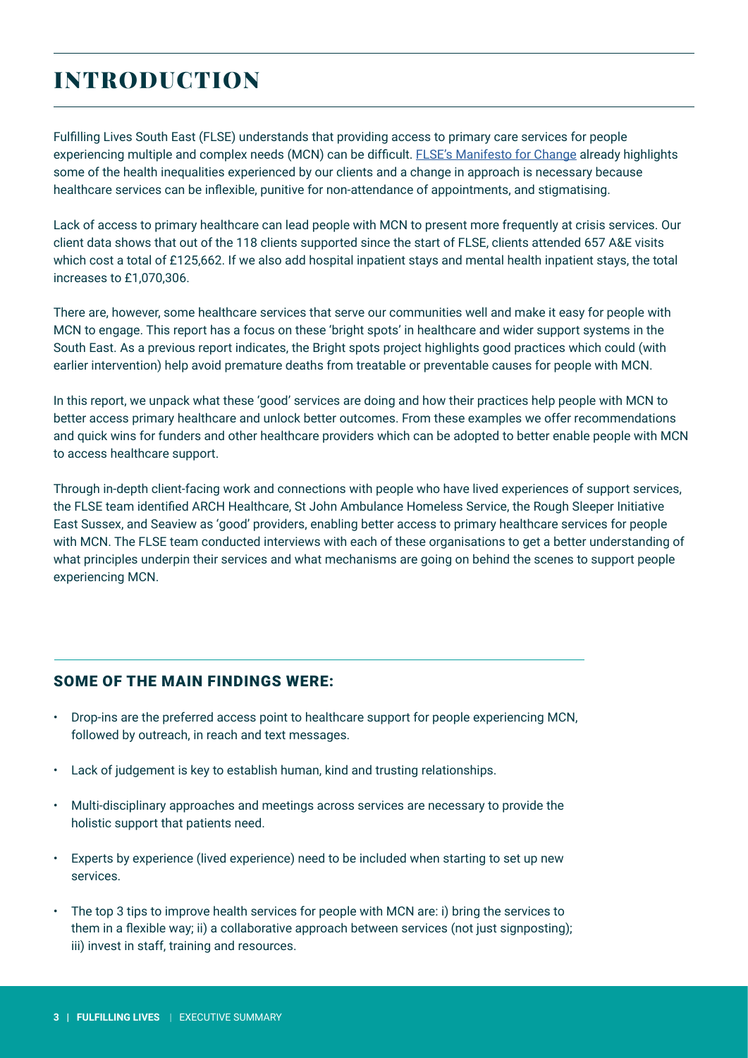# INTRODUCTION

Fulfilling Lives South East (FLSE) understands that providing access to primary care services for people experiencing multiple and complex needs (MCN) can be difficult. FLSE's Manifesto for Change already highlights some of the health inequalities experienced by our clients and a change in approach is necessary because healthcare services can be inflexible, punitive for non-attendance of appointments, and stigmatising.

Lack of access to primary healthcare can lead people with MCN to present more frequently at crisis services. Our client data shows that out of the 118 clients supported since the start of FLSE, clients attended 657 A&E visits which cost a total of £125,662. If we also add hospital inpatient stays and mental health inpatient stays, the total increases to £1,070,306.

There are, however, some healthcare services that serve our communities well and make it easy for people with MCN to engage. This report has a focus on these 'bright spots' in healthcare and wider support systems in the South East. As a previous report indicates, the Bright spots project highlights good practices which could (with earlier intervention) help avoid premature deaths from treatable or preventable causes for people with MCN.

In this report, we unpack what these 'good' services are doing and how their practices help people with MCN to better access primary healthcare and unlock better outcomes. From these examples we offer recommendations and quick wins for funders and other healthcare providers which can be adopted to better enable people with MCN to access healthcare support.

Through in-depth client-facing work and connections with people who have lived experiences of support services, the FLSE team identified ARCH Healthcare, St John Ambulance Homeless Service, the Rough Sleeper Initiative East Sussex, and Seaview as 'good' providers, enabling better access to primary healthcare services for people with MCN. The FLSE team conducted interviews with each of these organisations to get a better understanding of what principles underpin their services and what mechanisms are going on behind the scenes to support people experiencing MCN.

## SOME OF THE MAIN FINDINGS WERE:

- Drop-ins are the preferred access point to healthcare support for people experiencing MCN, followed by outreach, in reach and text messages.
- Lack of judgement is key to establish human, kind and trusting relationships.
- Multi-disciplinary approaches and meetings across services are necessary to provide the holistic support that patients need.
- Experts by experience (lived experience) need to be included when starting to set up new services.
- The top 3 tips to improve health services for people with MCN are: i) bring the services to them in a flexible way; ii) a collaborative approach between services (not just signposting); iii) invest in staff, training and resources.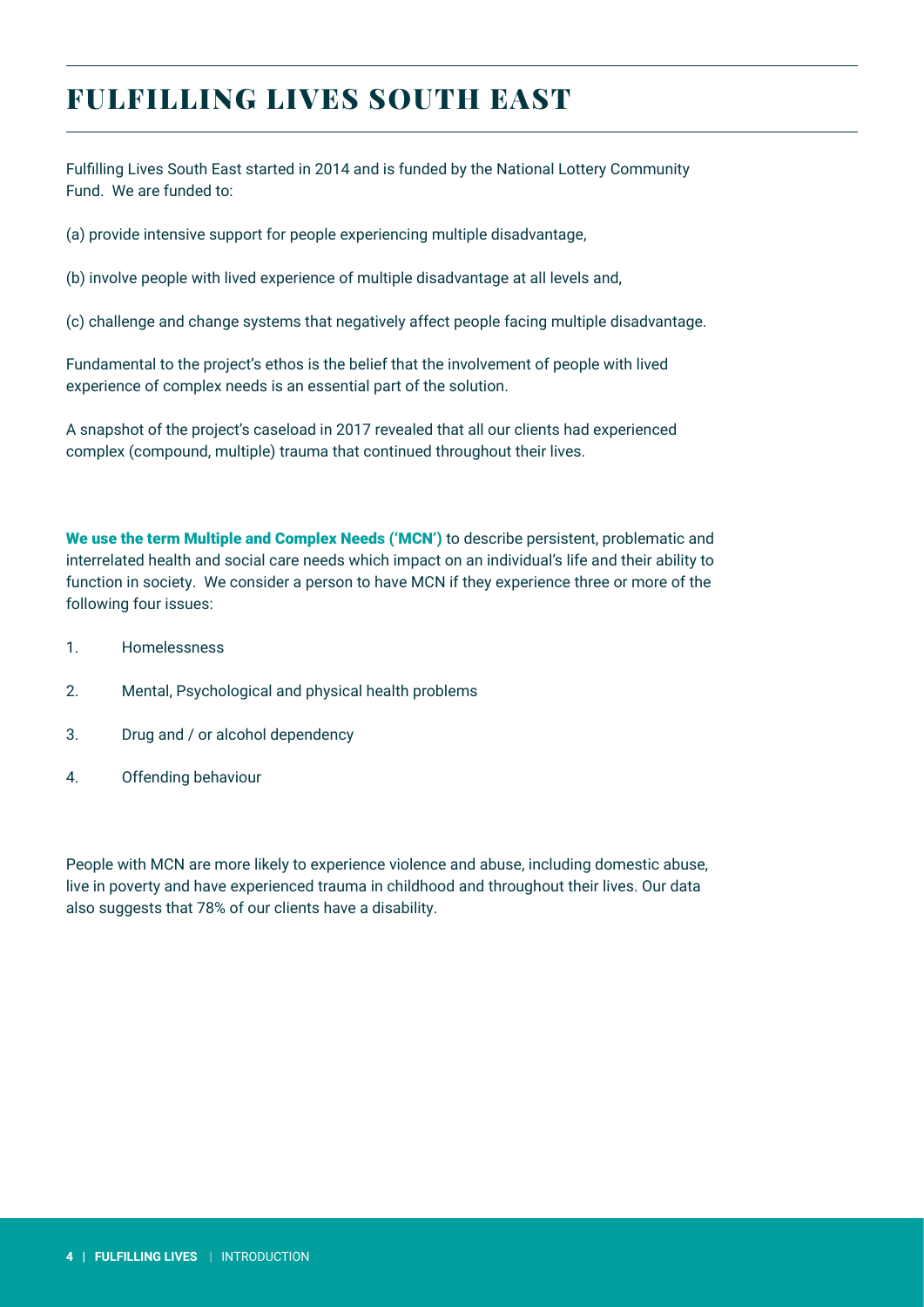# FULFILLING LIVES SOUTH EAST

Fulfilling Lives South East started in 2014 and is funded by the National Lottery Community Fund. We are funded to:

(a) provide intensive support for people experiencing multiple disadvantage,

(b) involve people with lived experience of multiple disadvantage at all levels and,

(c) challenge and change systems that negatively affect people facing multiple disadvantage.

Fundamental to the project's ethos is the belief that the involvement of people with lived experience of complex needs is an essential part of the solution.

A snapshot of the project's caseload in 2017 revealed that all our clients had experienced complex (compound, multiple) trauma that continued throughout their lives.

**We use the term Multiple and Complex Needs ('MCN')** to describe persistent, problematic and interrelated health and social care needs which impact on an individual's life and their ability to function in society. We consider a person to have MCN if they experience three or more of the following four issues:

1. Homelessness
2. Mental, Psychological and physical health problems
3. Drug and / or alcohol dependency
4. Offending behaviour

People with MCN are more likely to experience violence and abuse, including domestic abuse, live in poverty and have experienced trauma in childhood and throughout their lives. Our data also suggests that 78% of our clients have a disability.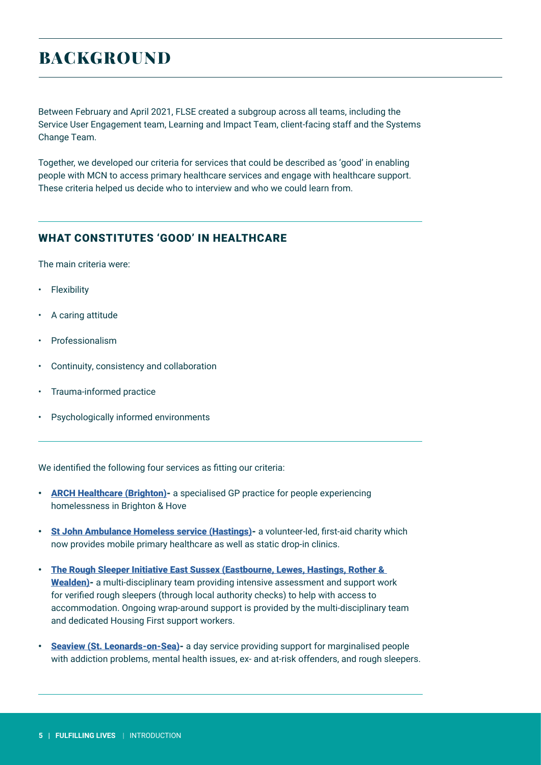# BACKGROUND

Between February and April 2021, FLSE created a subgroup across all teams, including the Service User Engagement team, Learning and Impact Team, client-facing staff and the Systems Change Team.

Together, we developed our criteria for services that could be described as 'good' in enabling people with MCN to access primary healthcare services and engage with healthcare support. These criteria helped us decide who to interview and who we could learn from.

## WHAT CONSTITUTES 'GOOD' IN HEALTHCARE

The main criteria were:

- Flexibility
- A caring attitude
- Professionalism
- Continuity, consistency and collaboration
- Trauma-informed practice
- Psychologically informed environments

We identified the following four services as fitting our criteria:

- **ARCH Healthcare (Brighton)-** a specialised GP practice for people experiencing homelessness in Brighton & Hove
- **St John Ambulance Homeless service (Hastings)-** a volunteer-led, first-aid charity which now provides mobile primary healthcare as well as static drop-in clinics.
- **The Rough Sleeper Initiative East Sussex (Eastbourne, Lewes, Hastings, Rother & Wealden)-** a multi-disciplinary team providing intensive assessment and support work for verified rough sleepers (through local authority checks) to help with access to accommodation. Ongoing wrap-around support is provided by the multi-disciplinary team and dedicated Housing First support workers.
- **Seaview (St. Leonards-on-Sea)-** a day service providing support for marginalised people with addiction problems, mental health issues, ex- and at-risk offenders, and rough sleepers.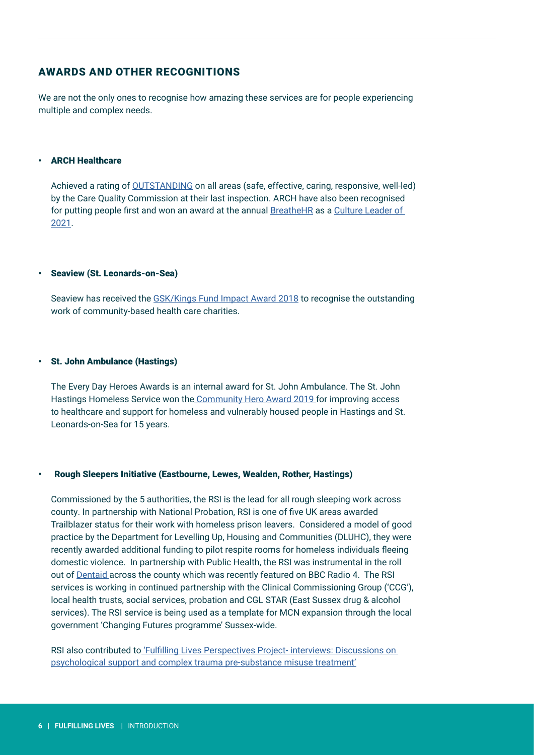## AWARDS AND OTHER RECOGNITIONS

We are not the only ones to recognise how amazing these services are for people experiencing multiple and complex needs.

- **ARCH Healthcare**

  Achieved a rating of OUTSTANDING on all areas (safe, effective, caring, responsive, well-led) by the Care Quality Commission at their last inspection. ARCH have also been recognised for putting people first and won an award at the annual BreatheHR as a Culture Leader of 2021.

- **Seaview (St. Leonards-on-Sea)**

  Seaview has received the GSK/Kings Fund Impact Award 2018 to recognise the outstanding work of community-based health care charities.

- **St. John Ambulance (Hastings)**

  The Every Day Heroes Awards is an internal award for St. John Ambulance. The St. John Hastings Homeless Service won the Community Hero Award 2019 for improving access to healthcare and support for homeless and vulnerably housed people in Hastings and St. Leonards-on-Sea for 15 years.

- **Rough Sleepers Initiative (Eastbourne, Lewes, Wealden, Rother, Hastings)**

  Commissioned by the 5 authorities, the RSI is the lead for all rough sleeping work across county. In partnership with National Probation, RSI is one of five UK areas awarded Trailblazer status for their work with homeless prison leavers. Considered a model of good practice by the Department for Levelling Up, Housing and Communities (DLUHC), they were recently awarded additional funding to pilot respite rooms for homeless individuals fleeing domestic violence. In partnership with Public Health, the RSI was instrumental in the roll out of Dentaid across the county which was recently featured on BBC Radio 4. The RSI services is working in continued partnership with the Clinical Commissioning Group ('CCG'), local health trusts, social services, probation and CGL STAR (East Sussex drug & alcohol services). The RSI service is being used as a template for MCN expansion through the local government 'Changing Futures programme' Sussex-wide.

  RSI also contributed to 'Fulfilling Lives Perspectives Project- interviews: Discussions on psychological support and complex trauma pre-substance misuse treatment'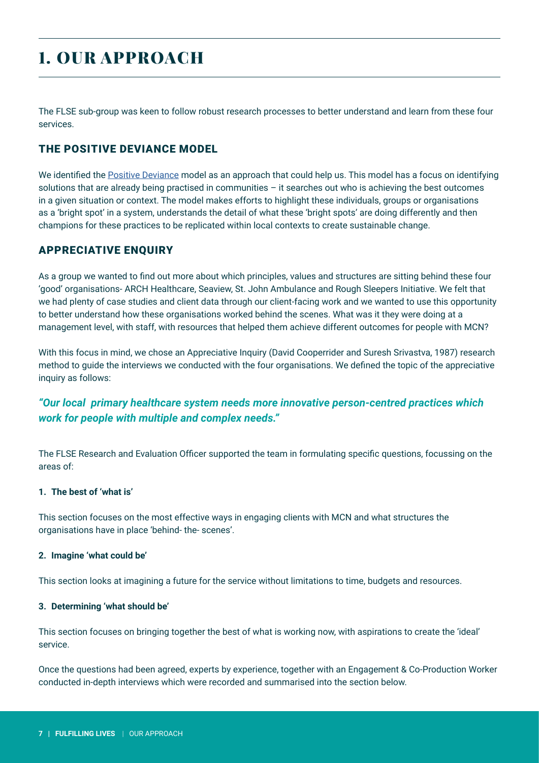# 1. OUR APPROACH

The FLSE sub-group was keen to follow robust research processes to better understand and learn from these four services.

## THE POSITIVE DEVIANCE MODEL

We identified the Positive Deviance model as an approach that could help us. This model has a focus on identifying solutions that are already being practised in communities – it searches out who is achieving the best outcomes in a given situation or context. The model makes efforts to highlight these individuals, groups or organisations as a 'bright spot' in a system, understands the detail of what these 'bright spots' are doing differently and then champions for these practices to be replicated within local contexts to create sustainable change.

## APPRECIATIVE ENQUIRY

As a group we wanted to find out more about which principles, values and structures are sitting behind these four 'good' organisations- ARCH Healthcare, Seaview, St. John Ambulance and Rough Sleepers Initiative. We felt that we had plenty of case studies and client data through our client-facing work and we wanted to use this opportunity to better understand how these organisations worked behind the scenes. What was it they were doing at a management level, with staff, with resources that helped them achieve different outcomes for people with MCN?

With this focus in mind, we chose an Appreciative Inquiry (David Cooperrider and Suresh Srivastva, 1987) research method to guide the interviews we conducted with the four organisations. We defined the topic of the appreciative inquiry as follows:

***"Our local primary healthcare system needs more innovative person-centred practices which work for people with multiple and complex needs."***

The FLSE Research and Evaluation Officer supported the team in formulating specific questions, focussing on the areas of:

**1. The best of 'what is'**

This section focuses on the most effective ways in engaging clients with MCN and what structures the organisations have in place 'behind- the- scenes'.

**2. Imagine 'what could be'**

This section looks at imagining a future for the service without limitations to time, budgets and resources.

**3. Determining 'what should be'**

This section focuses on bringing together the best of what is working now, with aspirations to create the 'ideal' service.

Once the questions had been agreed, experts by experience, together with an Engagement & Co-Production Worker conducted in-depth interviews which were recorded and summarised into the section below.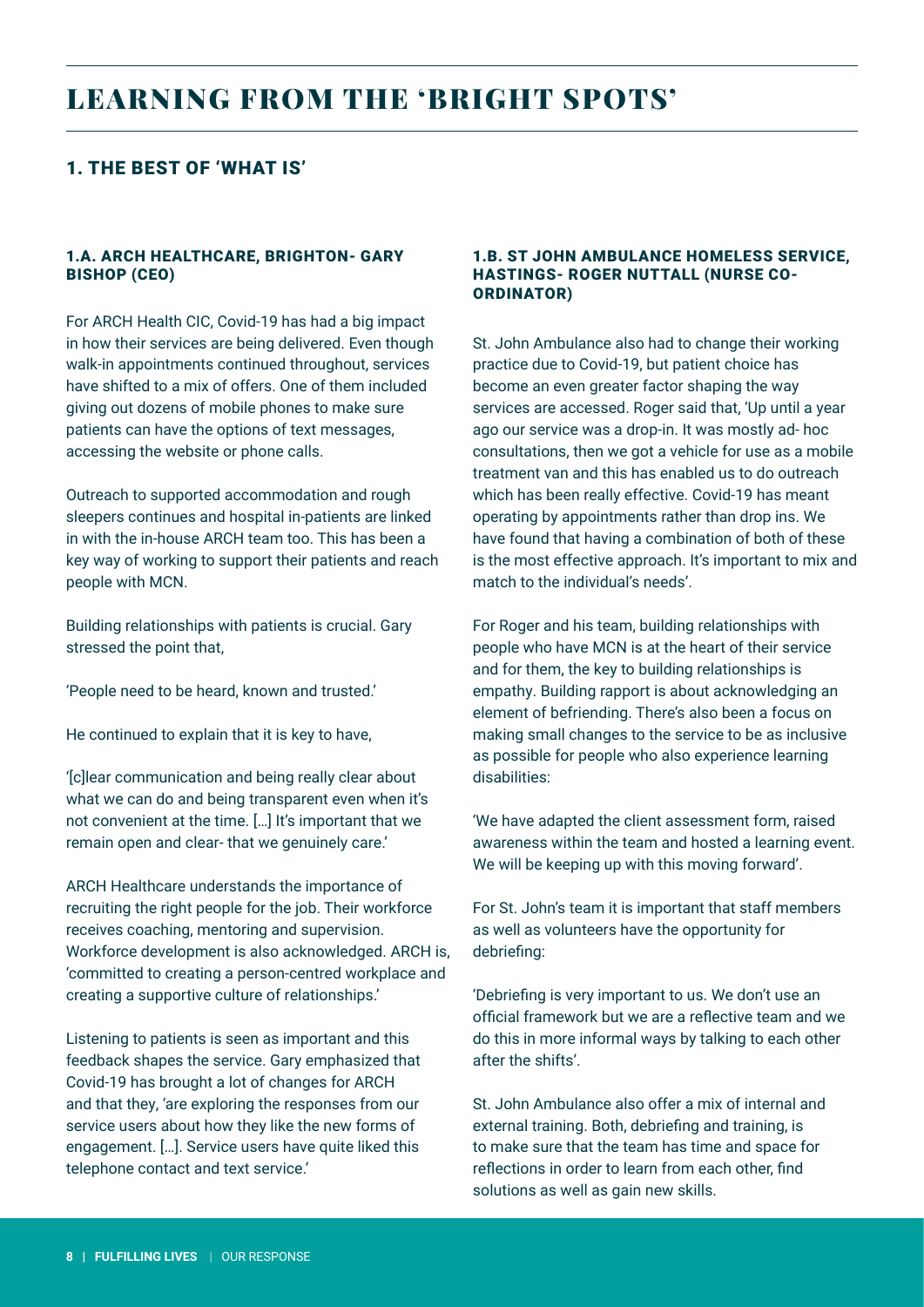# LEARNING FROM THE 'BRIGHT SPOTS'

## 1. THE BEST OF 'WHAT IS'

### 1.A. ARCH HEALTHCARE, BRIGHTON- GARY BISHOP (CEO)

For ARCH Health CIC, Covid-19 has had a big impact in how their services are being delivered. Even though walk-in appointments continued throughout, services have shifted to a mix of offers. One of them included giving out dozens of mobile phones to make sure patients can have the options of text messages, accessing the website or phone calls.

Outreach to supported accommodation and rough sleepers continues and hospital in-patients are linked in with the in-house ARCH team too. This has been a key way of working to support their patients and reach people with MCN.

Building relationships with patients is crucial. Gary stressed the point that,

'People need to be heard, known and trusted.'

He continued to explain that it is key to have,

'[c]lear communication and being really clear about what we can do and being transparent even when it's not convenient at the time. […] It's important that we remain open and clear- that we genuinely care.'

ARCH Healthcare understands the importance of recruiting the right people for the job. Their workforce receives coaching, mentoring and supervision. Workforce development is also acknowledged. ARCH is, 'committed to creating a person-centred workplace and creating a supportive culture of relationships.'

Listening to patients is seen as important and this feedback shapes the service. Gary emphasized that Covid-19 has brought a lot of changes for ARCH and that they, 'are exploring the responses from our service users about how they like the new forms of engagement. […]. Service users have quite liked this telephone contact and text service.'

### 1.B. ST JOHN AMBULANCE HOMELESS SERVICE, HASTINGS- ROGER NUTTALL (NURSE CO-ORDINATOR)

St. John Ambulance also had to change their working practice due to Covid-19, but patient choice has become an even greater factor shaping the way services are accessed. Roger said that, 'Up until a year ago our service was a drop-in. It was mostly ad- hoc consultations, then we got a vehicle for use as a mobile treatment van and this has enabled us to do outreach which has been really effective. Covid-19 has meant operating by appointments rather than drop ins. We have found that having a combination of both of these is the most effective approach. It's important to mix and match to the individual's needs'.

For Roger and his team, building relationships with people who have MCN is at the heart of their service and for them, the key to building relationships is empathy. Building rapport is about acknowledging an element of befriending. There's also been a focus on making small changes to the service to be as inclusive as possible for people who also experience learning disabilities:

'We have adapted the client assessment form, raised awareness within the team and hosted a learning event. We will be keeping up with this moving forward'.

For St. John's team it is important that staff members as well as volunteers have the opportunity for debriefing:

'Debriefing is very important to us. We don't use an official framework but we are a reflective team and we do this in more informal ways by talking to each other after the shifts'.

St. John Ambulance also offer a mix of internal and external training. Both, debriefing and training, is to make sure that the team has time and space for reflections in order to learn from each other, find solutions as well as gain new skills.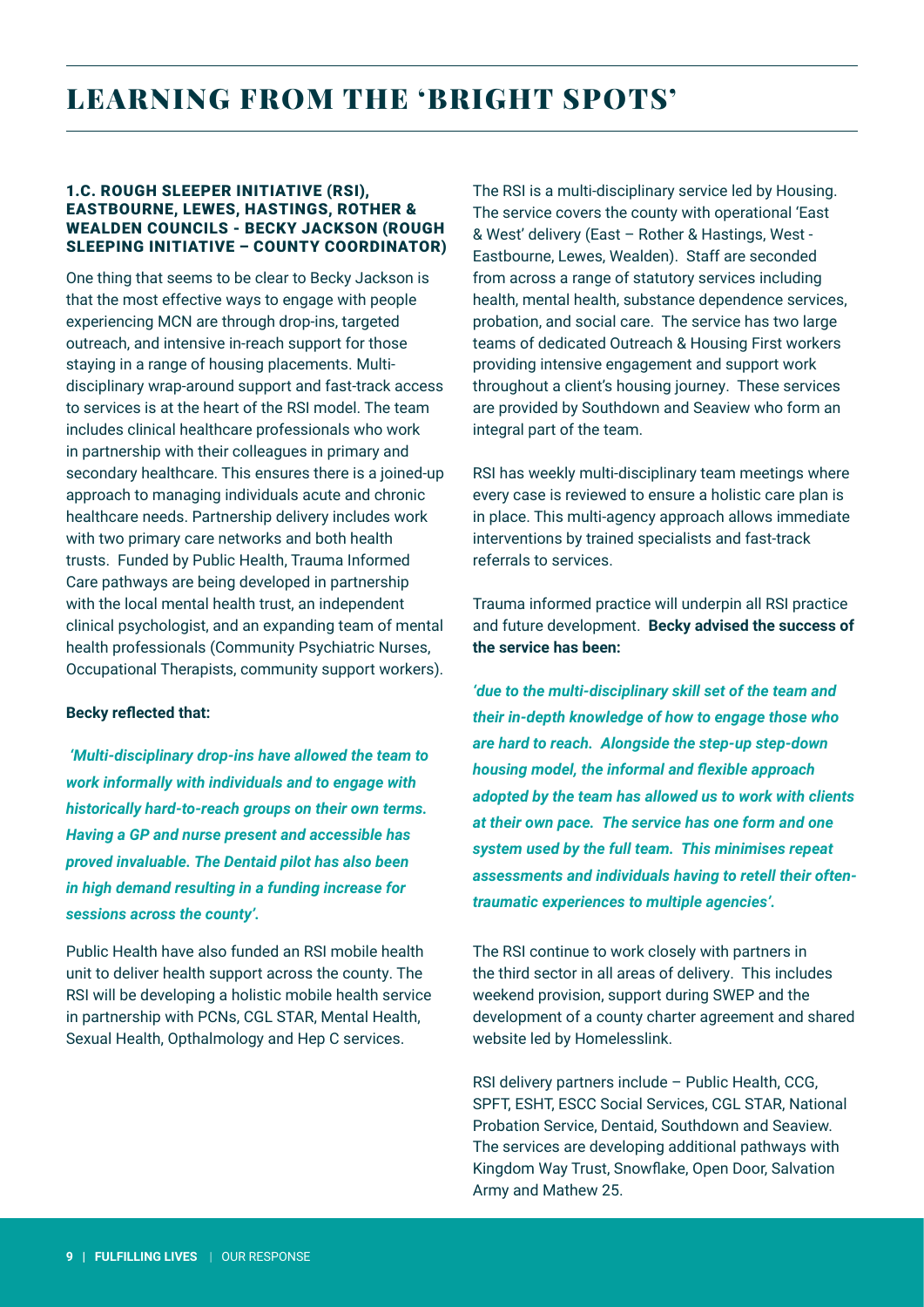# LEARNING FROM THE 'BRIGHT SPOTS'

### 1.C. ROUGH SLEEPER INITIATIVE (RSI), EASTBOURNE, LEWES, HASTINGS, ROTHER & WEALDEN COUNCILS - BECKY JACKSON (ROUGH SLEEPING INITIATIVE – COUNTY COORDINATOR)

One thing that seems to be clear to Becky Jackson is that the most effective ways to engage with people experiencing MCN are through drop-ins, targeted outreach, and intensive in-reach support for those staying in a range of housing placements. Multi-disciplinary wrap-around support and fast-track access to services is at the heart of the RSI model. The team includes clinical healthcare professionals who work in partnership with their colleagues in primary and secondary healthcare. This ensures there is a joined-up approach to managing individuals acute and chronic healthcare needs. Partnership delivery includes work with two primary care networks and both health trusts. Funded by Public Health, Trauma Informed Care pathways are being developed in partnership with the local mental health trust, an independent clinical psychologist, and an expanding team of mental health professionals (Community Psychiatric Nurses, Occupational Therapists, community support workers).

**Becky reflected that:**

***'Multi-disciplinary drop-ins have allowed the team to work informally with individuals and to engage with historically hard-to-reach groups on their own terms. Having a GP and nurse present and accessible has proved invaluable. The Dentaid pilot has also been in high demand resulting in a funding increase for sessions across the county'.***

Public Health have also funded an RSI mobile health unit to deliver health support across the county. The RSI will be developing a holistic mobile health service in partnership with PCNs, CGL STAR, Mental Health, Sexual Health, Opthalmology and Hep C services.

The RSI is a multi-disciplinary service led by Housing. The service covers the county with operational 'East & West' delivery (East – Rother & Hastings, West - Eastbourne, Lewes, Wealden). Staff are seconded from across a range of statutory services including health, mental health, substance dependence services, probation, and social care. The service has two large teams of dedicated Outreach & Housing First workers providing intensive engagement and support work throughout a client's housing journey. These services are provided by Southdown and Seaview who form an integral part of the team.

RSI has weekly multi-disciplinary team meetings where every case is reviewed to ensure a holistic care plan is in place. This multi-agency approach allows immediate interventions by trained specialists and fast-track referrals to services.

Trauma informed practice will underpin all RSI practice and future development. **Becky advised the success of the service has been:**

***'due to the multi-disciplinary skill set of the team and their in-depth knowledge of how to engage those who are hard to reach. Alongside the step-up step-down housing model, the informal and flexible approach adopted by the team has allowed us to work with clients at their own pace. The service has one form and one system used by the full team. This minimises repeat assessments and individuals having to retell their often-traumatic experiences to multiple agencies'.***

The RSI continue to work closely with partners in the third sector in all areas of delivery. This includes weekend provision, support during SWEP and the development of a county charter agreement and shared website led by Homelesslink.

RSI delivery partners include – Public Health, CCG, SPFT, ESHT, ESCC Social Services, CGL STAR, National Probation Service, Dentaid, Southdown and Seaview. The services are developing additional pathways with Kingdom Way Trust, Snowflake, Open Door, Salvation Army and Mathew 25.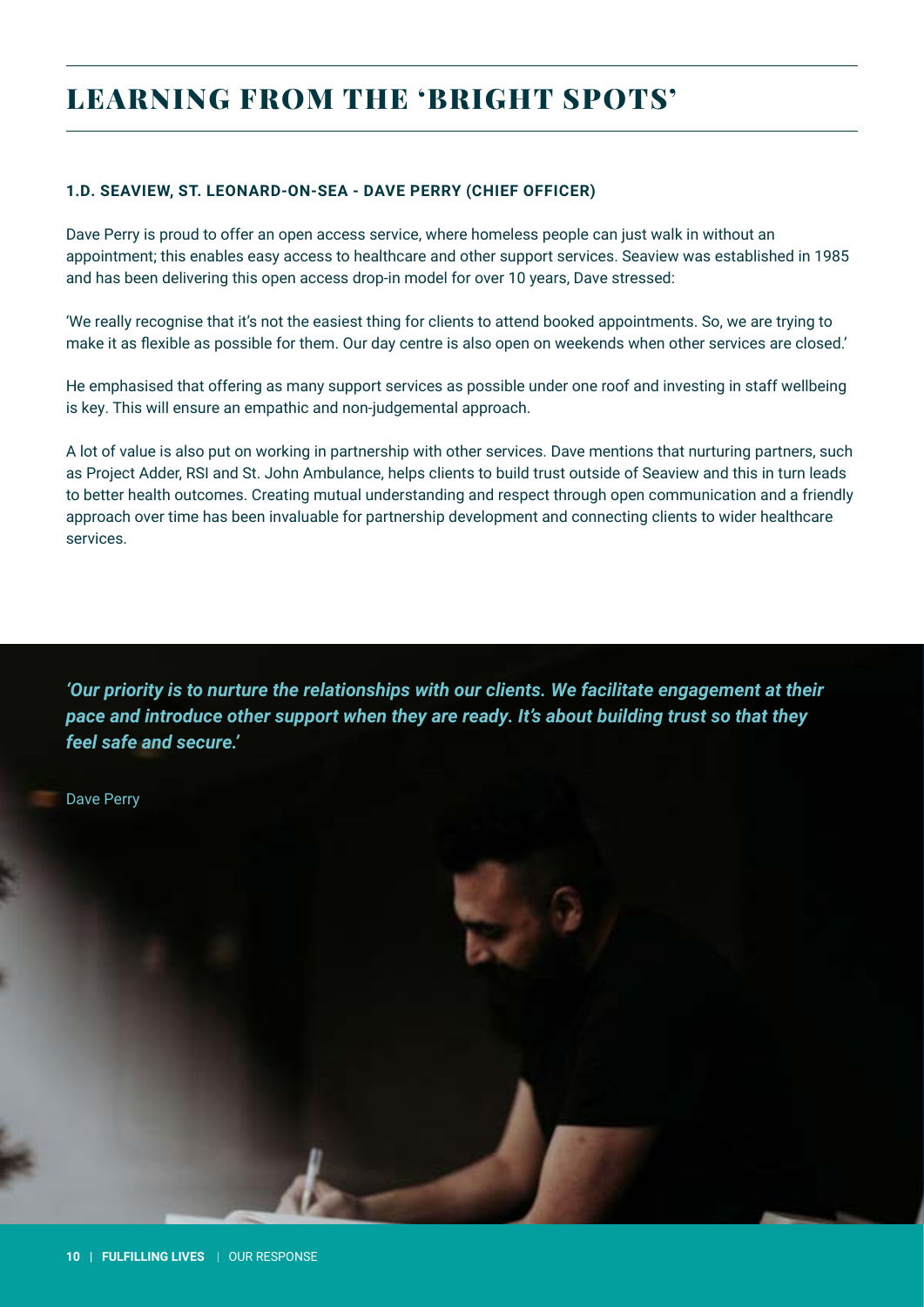# LEARNING FROM THE 'BRIGHT SPOTS'

### 1.D. SEAVIEW, ST. LEONARD-ON-SEA - DAVE PERRY (CHIEF OFFICER)

Dave Perry is proud to offer an open access service, where homeless people can just walk in without an appointment; this enables easy access to healthcare and other support services. Seaview was established in 1985 and has been delivering this open access drop-in model for over 10 years, Dave stressed:

'We really recognise that it's not the easiest thing for clients to attend booked appointments. So, we are trying to make it as flexible as possible for them. Our day centre is also open on weekends when other services are closed.'

He emphasised that offering as many support services as possible under one roof and investing in staff wellbeing is key. This will ensure an empathic and non-judgemental approach.

A lot of value is also put on working in partnership with other services. Dave mentions that nurturing partners, such as Project Adder, RSI and St. John Ambulance, helps clients to build trust outside of Seaview and this in turn leads to better health outcomes. Creating mutual understanding and respect through open communication and a friendly approach over time has been invaluable for partnership development and connecting clients to wider healthcare services.

***'Our priority is to nurture the relationships with our clients. We facilitate engagement at their pace and introduce other support when they are ready. It's about building trust so that they feel safe and secure.'***

Dave Perry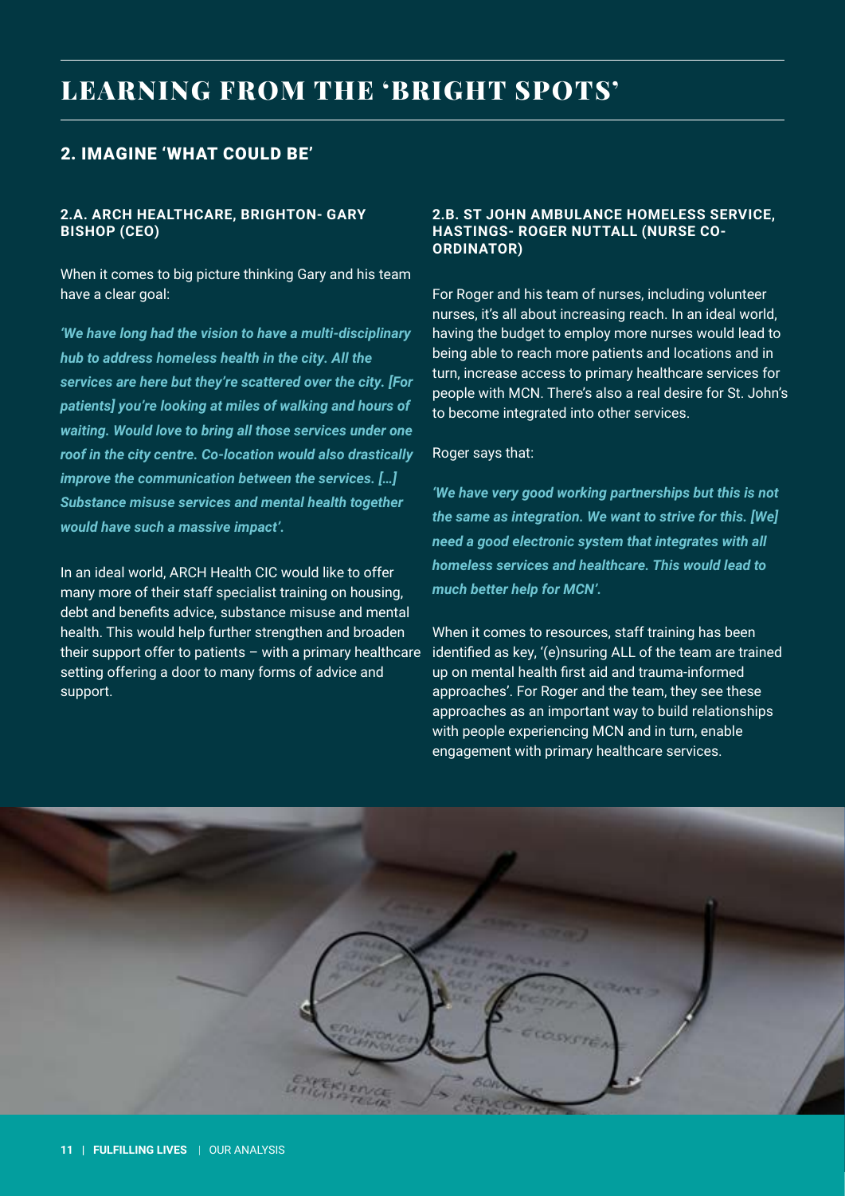# LEARNING FROM THE 'BRIGHT SPOTS'

## 2. IMAGINE 'WHAT COULD BE'

### 2.A. ARCH HEALTHCARE, BRIGHTON- GARY BISHOP (CEO)

When it comes to big picture thinking Gary and his team have a clear goal:

***'We have long had the vision to have a multi-disciplinary hub to address homeless health in the city. All the services are here but they're scattered over the city. [For patients] you're looking at miles of walking and hours of waiting. Would love to bring all those services under one roof in the city centre. Co-location would also drastically improve the communication between the services. […] Substance misuse services and mental health together would have such a massive impact'.***

In an ideal world, ARCH Health CIC would like to offer many more of their staff specialist training on housing, debt and benefits advice, substance misuse and mental health. This would help further strengthen and broaden their support offer to patients – with a primary healthcare setting offering a door to many forms of advice and support.

### 2.B. ST JOHN AMBULANCE HOMELESS SERVICE, HASTINGS- ROGER NUTTALL (NURSE CO-ORDINATOR)

For Roger and his team of nurses, including volunteer nurses, it's all about increasing reach. In an ideal world, having the budget to employ more nurses would lead to being able to reach more patients and locations and in turn, increase access to primary healthcare services for people with MCN. There's also a real desire for St. John's to become integrated into other services.

Roger says that:

***'We have very good working partnerships but this is not the same as integration. We want to strive for this. [We] need a good electronic system that integrates with all homeless services and healthcare. This would lead to much better help for MCN'.***

When it comes to resources, staff training has been identified as key, '(e)nsuring ALL of the team are trained up on mental health first aid and trauma-informed approaches'. For Roger and the team, they see these approaches as an important way to build relationships with people experiencing MCN and in turn, enable engagement with primary healthcare services.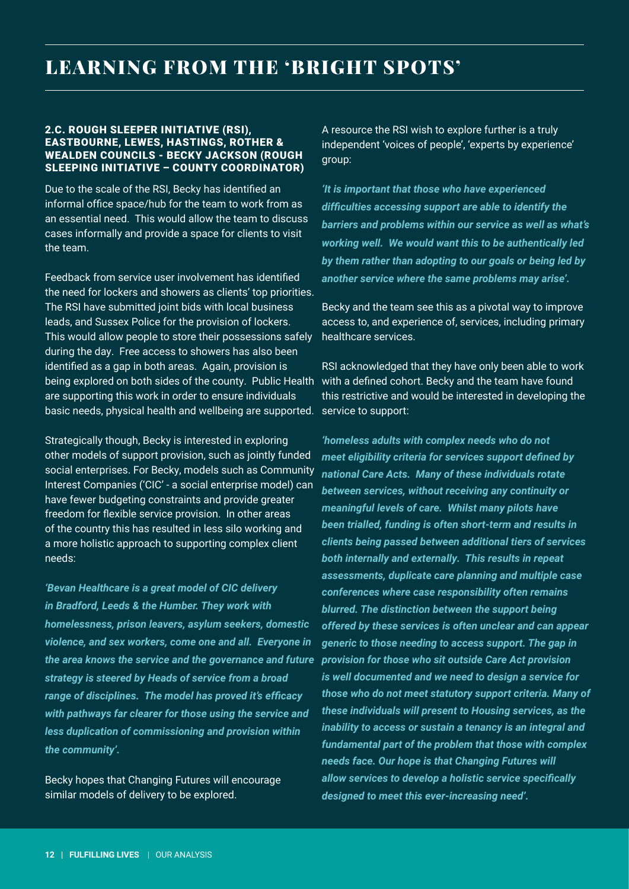# LEARNING FROM THE 'BRIGHT SPOTS'

### 2.C. ROUGH SLEEPER INITIATIVE (RSI), EASTBOURNE, LEWES, HASTINGS, ROTHER & WEALDEN COUNCILS - BECKY JACKSON (ROUGH SLEEPING INITIATIVE – COUNTY COORDINATOR)

Due to the scale of the RSI, Becky has identified an informal office space/hub for the team to work from as an essential need. This would allow the team to discuss cases informally and provide a space for clients to visit the team.

Feedback from service user involvement has identified the need for lockers and showers as clients' top priorities. The RSI have submitted joint bids with local business leads, and Sussex Police for the provision of lockers. This would allow people to store their possessions safely during the day. Free access to showers has also been identified as a gap in both areas. Again, provision is being explored on both sides of the county. Public Health are supporting this work in order to ensure individuals basic needs, physical health and wellbeing are supported.

Strategically though, Becky is interested in exploring other models of support provision, such as jointly funded social enterprises. For Becky, models such as Community Interest Companies ('CIC' - a social enterprise model) can have fewer budgeting constraints and provide greater freedom for flexible service provision. In other areas of the country this has resulted in less silo working and a more holistic approach to supporting complex client needs:

***'Bevan Healthcare is a great model of CIC delivery in Bradford, Leeds & the Humber. They work with homelessness, prison leavers, asylum seekers, domestic violence, and sex workers, come one and all. Everyone in the area knows the service and the governance and future strategy is steered by Heads of service from a broad range of disciplines. The model has proved it's efficacy with pathways far clearer for those using the service and less duplication of commissioning and provision within the community'.***

Becky hopes that Changing Futures will encourage similar models of delivery to be explored.

A resource the RSI wish to explore further is a truly independent 'voices of people', 'experts by experience' group:

***'It is important that those who have experienced difficulties accessing support are able to identify the barriers and problems within our service as well as what's working well. We would want this to be authentically led by them rather than adopting to our goals or being led by another service where the same problems may arise'.***

Becky and the team see this as a pivotal way to improve access to, and experience of, services, including primary healthcare services.

RSI acknowledged that they have only been able to work with a defined cohort. Becky and the team have found this restrictive and would be interested in developing the service to support:

***'homeless adults with complex needs who do not meet eligibility criteria for services support defined by national Care Acts. Many of these individuals rotate between services, without receiving any continuity or meaningful levels of care. Whilst many pilots have been trialled, funding is often short-term and results in clients being passed between additional tiers of services both internally and externally. This results in repeat assessments, duplicate care planning and multiple case conferences where case responsibility often remains blurred. The distinction between the support being offered by these services is often unclear and can appear generic to those needing to access support. The gap in provision for those who sit outside Care Act provision is well documented and we need to design a service for those who do not meet statutory support criteria. Many of these individuals will present to Housing services, as the inability to access or sustain a tenancy is an integral and fundamental part of the problem that those with complex needs face. Our hope is that Changing Futures will allow services to develop a holistic service specifically designed to meet this ever-increasing need'.***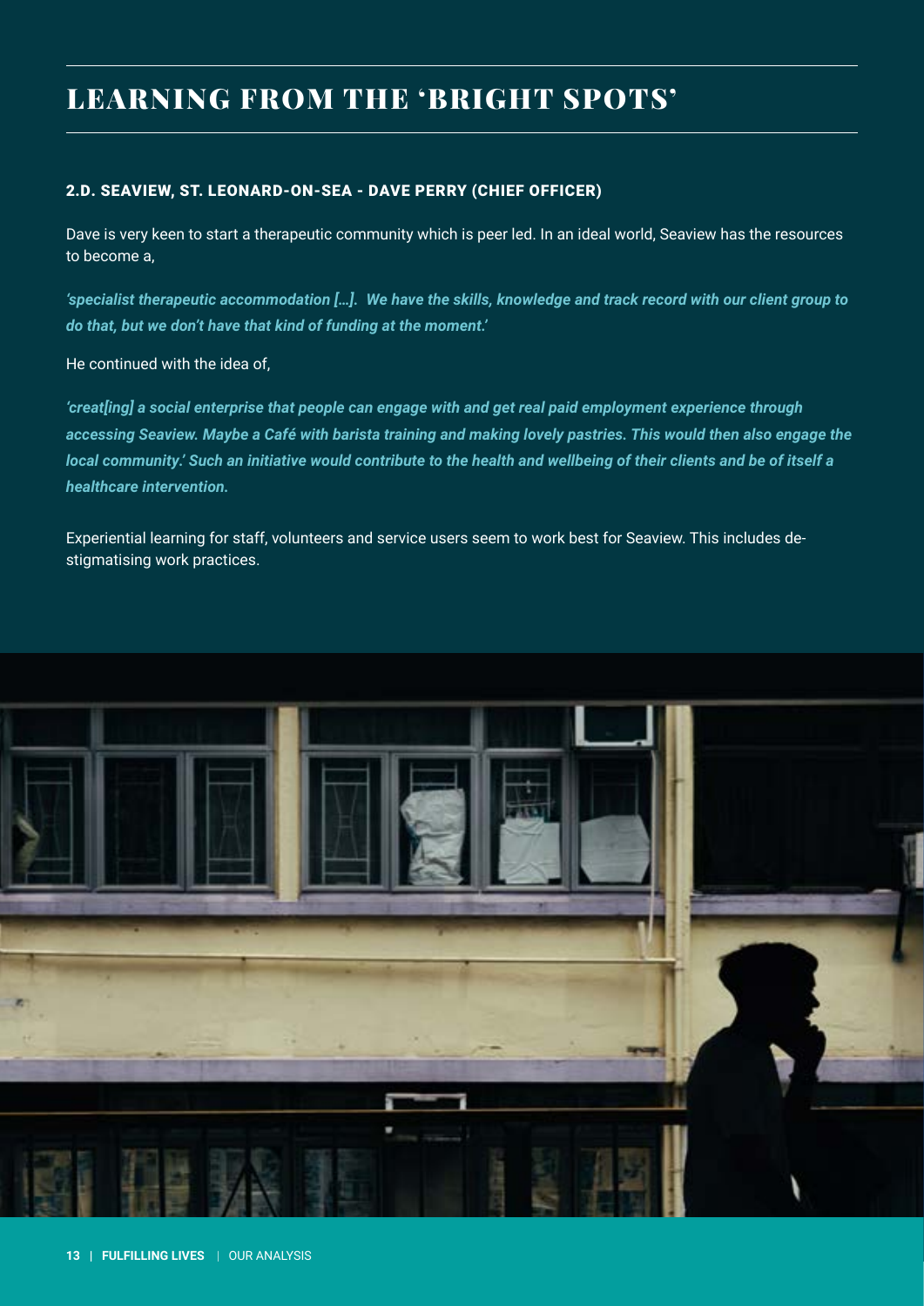# LEARNING FROM THE 'BRIGHT SPOTS'

### 2.D. SEAVIEW, ST. LEONARD-ON-SEA - DAVE PERRY (CHIEF OFFICER)

Dave is very keen to start a therapeutic community which is peer led. In an ideal world, Seaview has the resources to become a,

***'specialist therapeutic accommodation […]. We have the skills, knowledge and track record with our client group to do that, but we don't have that kind of funding at the moment.'***

He continued with the idea of,

***'creat[ing] a social enterprise that people can engage with and get real paid employment experience through accessing Seaview. Maybe a Café with barista training and making lovely pastries. This would then also engage the local community.' Such an initiative would contribute to the health and wellbeing of their clients and be of itself a healthcare intervention.***

Experiential learning for staff, volunteers and service users seem to work best for Seaview. This includes de-stigmatising work practices.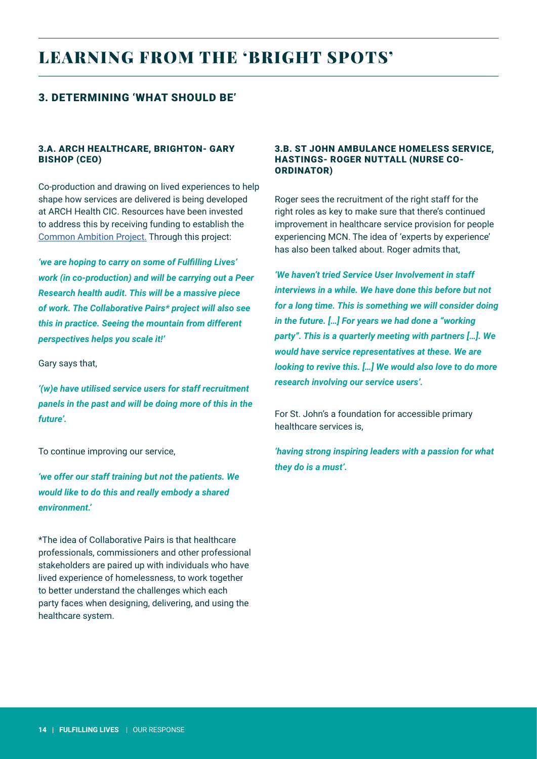# LEARNING FROM THE 'BRIGHT SPOTS'

## 3. DETERMINING 'WHAT SHOULD BE'

### 3.A. ARCH HEALTHCARE, BRIGHTON- GARY BISHOP (CEO)

Co-production and drawing on lived experiences to help shape how services are delivered is being developed at ARCH Health CIC. Resources have been invested to address this by receiving funding to establish the Common Ambition Project. Through this project:

***'we are hoping to carry on some of Fulfilling Lives' work (in co-production) and will be carrying out a Peer Research health audit. This will be a massive piece of work. The Collaborative Pairs\* project will also see this in practice. Seeing the mountain from different perspectives helps you scale it!'***

Gary says that,

***'(w)e have utilised service users for staff recruitment panels in the past and will be doing more of this in the future'.***

To continue improving our service,

***'we offer our staff training but not the patients. We would like to do this and really embody a shared environment.'***

\*The idea of Collaborative Pairs is that healthcare professionals, commissioners and other professional stakeholders are paired up with individuals who have lived experience of homelessness, to work together to better understand the challenges which each party faces when designing, delivering, and using the healthcare system.

### 3.B. ST JOHN AMBULANCE HOMELESS SERVICE, HASTINGS- ROGER NUTTALL (NURSE CO-ORDINATOR)

Roger sees the recruitment of the right staff for the right roles as key to make sure that there's continued improvement in healthcare service provision for people experiencing MCN. The idea of 'experts by experience' has also been talked about. Roger admits that,

***'We haven't tried Service User Involvement in staff interviews in a while. We have done this before but not for a long time. This is something we will consider doing in the future. […] For years we had done a "working party". This is a quarterly meeting with partners […]. We would have service representatives at these. We are looking to revive this. […] We would also love to do more research involving our service users'.***

For St. John's a foundation for accessible primary healthcare services is,

***'having strong inspiring leaders with a passion for what they do is a must'.***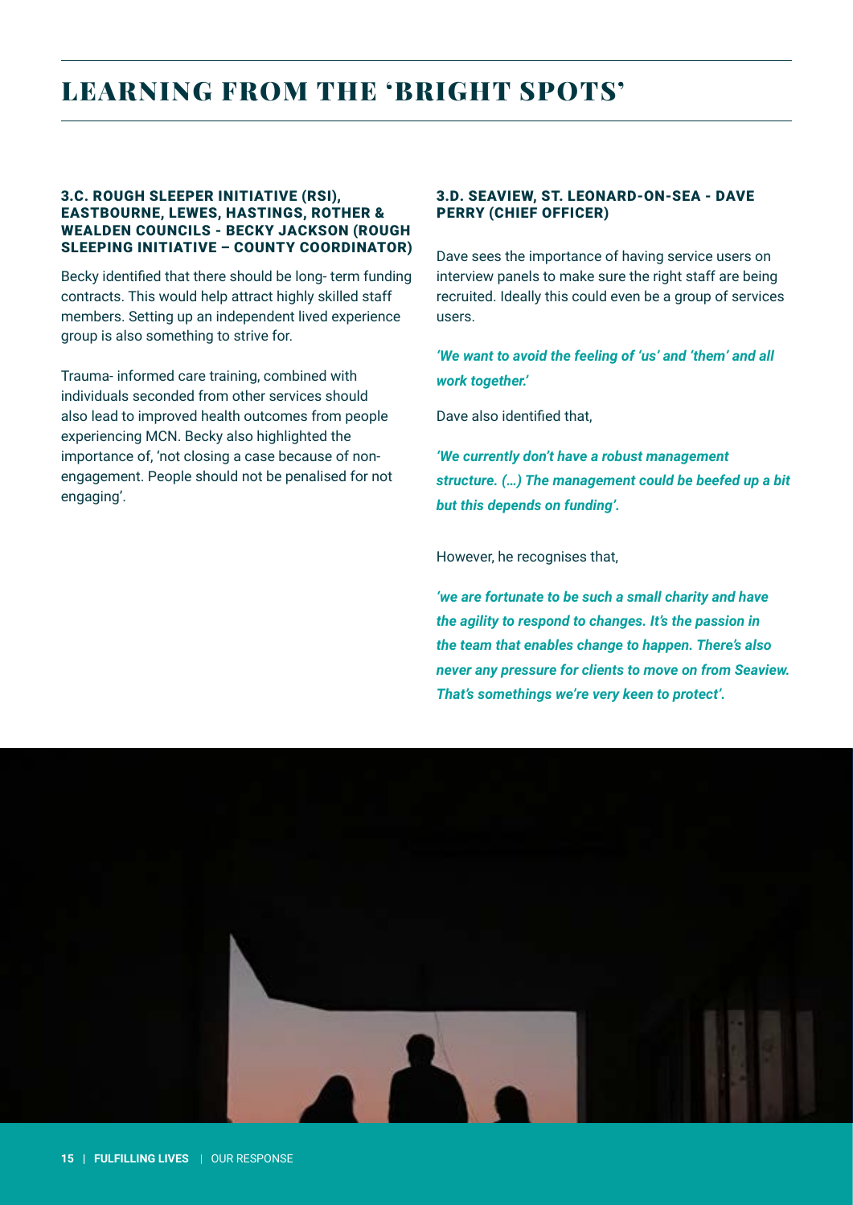# LEARNING FROM THE 'BRIGHT SPOTS'

### 3.C. ROUGH SLEEPER INITIATIVE (RSI), EASTBOURNE, LEWES, HASTINGS, ROTHER & WEALDEN COUNCILS - BECKY JACKSON (ROUGH SLEEPING INITIATIVE – COUNTY COORDINATOR)

Becky identified that there should be long- term funding contracts. This would help attract highly skilled staff members. Setting up an independent lived experience group is also something to strive for.

Trauma- informed care training, combined with individuals seconded from other services should also lead to improved health outcomes from people experiencing MCN. Becky also highlighted the importance of, 'not closing a case because of non-engagement. People should not be penalised for not engaging'.

### 3.D. SEAVIEW, ST. LEONARD-ON-SEA - DAVE PERRY (CHIEF OFFICER)

Dave sees the importance of having service users on interview panels to make sure the right staff are being recruited. Ideally this could even be a group of services users.

***'We want to avoid the feeling of 'us' and 'them' and all work together.'***

Dave also identified that,

***'We currently don't have a robust management structure. (…) The management could be beefed up a bit but this depends on funding'.***

However, he recognises that,

***'we are fortunate to be such a small charity and have the agility to respond to changes. It's the passion in the team that enables change to happen. There's also never any pressure for clients to move on from Seaview. That's somethings we're very keen to protect'.***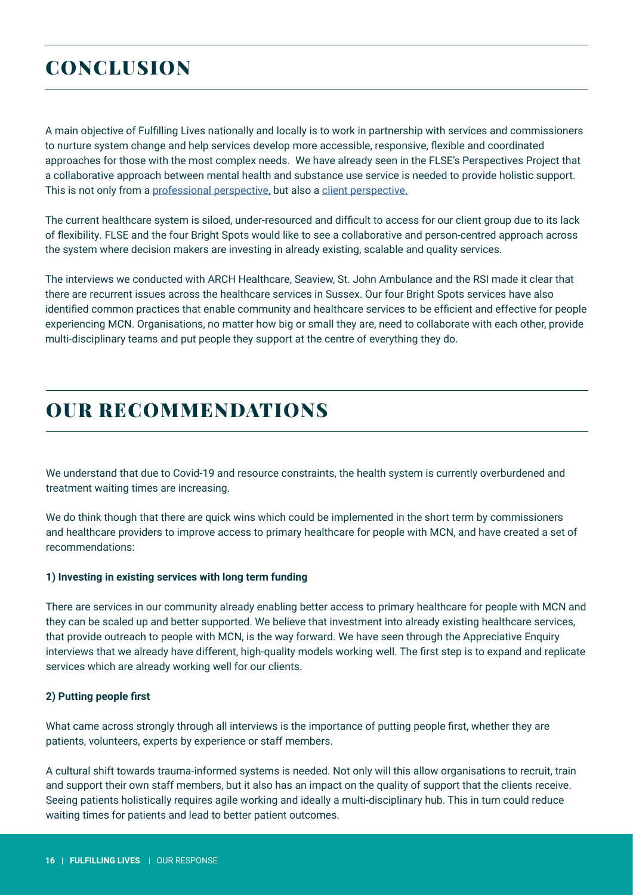# CONCLUSION

A main objective of Fulfilling Lives nationally and locally is to work in partnership with services and commissioners to nurture system change and help services develop more accessible, responsive, flexible and coordinated approaches for those with the most complex needs. We have already seen in the FLSE's Perspectives Project that a collaborative approach between mental health and substance use service is needed to provide holistic support. This is not only from a professional perspective, but also a client perspective.

The current healthcare system is siloed, under-resourced and difficult to access for our client group due to its lack of flexibility. FLSE and the four Bright Spots would like to see a collaborative and person-centred approach across the system where decision makers are investing in already existing, scalable and quality services.

The interviews we conducted with ARCH Healthcare, Seaview, St. John Ambulance and the RSI made it clear that there are recurrent issues across the healthcare services in Sussex. Our four Bright Spots services have also identified common practices that enable community and healthcare services to be efficient and effective for people experiencing MCN. Organisations, no matter how big or small they are, need to collaborate with each other, provide multi-disciplinary teams and put people they support at the centre of everything they do.

# OUR RECOMMENDATIONS

We understand that due to Covid-19 and resource constraints, the health system is currently overburdened and treatment waiting times are increasing.

We do think though that there are quick wins which could be implemented in the short term by commissioners and healthcare providers to improve access to primary healthcare for people with MCN, and have created a set of recommendations:

**1) Investing in existing services with long term funding**

There are services in our community already enabling better access to primary healthcare for people with MCN and they can be scaled up and better supported. We believe that investment into already existing healthcare services, that provide outreach to people with MCN, is the way forward. We have seen through the Appreciative Enquiry interviews that we already have different, high-quality models working well. The first step is to expand and replicate services which are already working well for our clients.

**2) Putting people first**

What came across strongly through all interviews is the importance of putting people first, whether they are patients, volunteers, experts by experience or staff members.

A cultural shift towards trauma-informed systems is needed. Not only will this allow organisations to recruit, train and support their own staff members, but it also has an impact on the quality of support that the clients receive. Seeing patients holistically requires agile working and ideally a multi-disciplinary hub. This in turn could reduce waiting times for patients and lead to better patient outcomes.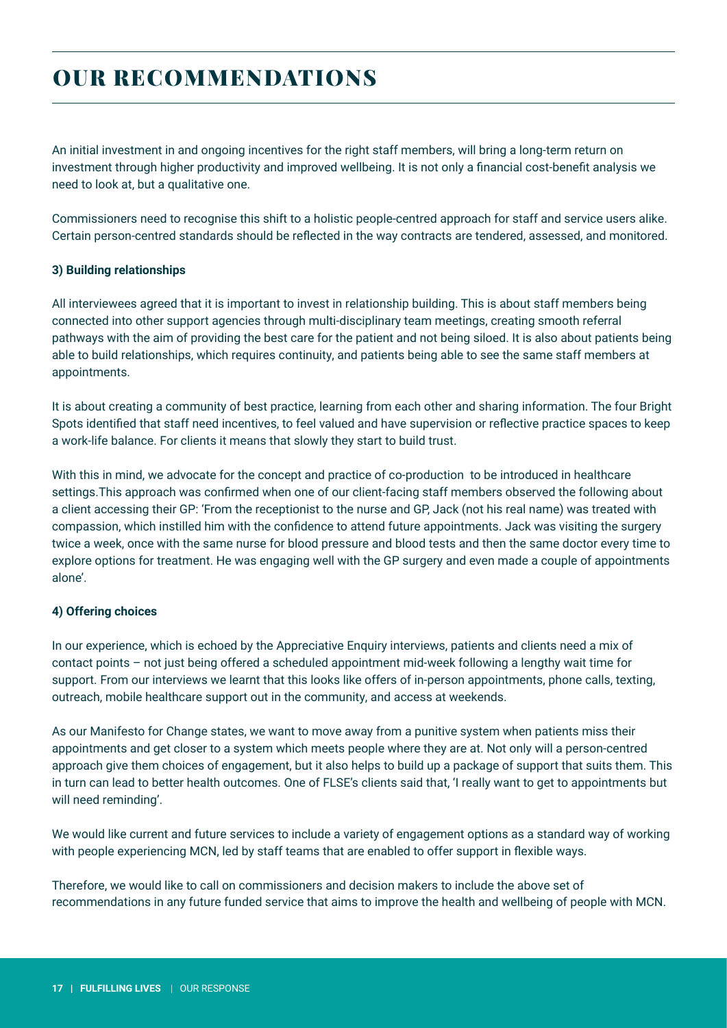# OUR RECOMMENDATIONS

An initial investment in and ongoing incentives for the right staff members, will bring a long-term return on investment through higher productivity and improved wellbeing. It is not only a financial cost-benefit analysis we need to look at, but a qualitative one.

Commissioners need to recognise this shift to a holistic people-centred approach for staff and service users alike. Certain person-centred standards should be reflected in the way contracts are tendered, assessed, and monitored.

**3) Building relationships**

All interviewees agreed that it is important to invest in relationship building. This is about staff members being connected into other support agencies through multi-disciplinary team meetings, creating smooth referral pathways with the aim of providing the best care for the patient and not being siloed. It is also about patients being able to build relationships, which requires continuity, and patients being able to see the same staff members at appointments.

It is about creating a community of best practice, learning from each other and sharing information. The four Bright Spots identified that staff need incentives, to feel valued and have supervision or reflective practice spaces to keep a work-life balance. For clients it means that slowly they start to build trust.

With this in mind, we advocate for the concept and practice of co-production to be introduced in healthcare settings.This approach was confirmed when one of our client-facing staff members observed the following about a client accessing their GP: 'From the receptionist to the nurse and GP, Jack (not his real name) was treated with compassion, which instilled him with the confidence to attend future appointments. Jack was visiting the surgery twice a week, once with the same nurse for blood pressure and blood tests and then the same doctor every time to explore options for treatment. He was engaging well with the GP surgery and even made a couple of appointments alone'.

**4) Offering choices**

In our experience, which is echoed by the Appreciative Enquiry interviews, patients and clients need a mix of contact points – not just being offered a scheduled appointment mid-week following a lengthy wait time for support. From our interviews we learnt that this looks like offers of in-person appointments, phone calls, texting, outreach, mobile healthcare support out in the community, and access at weekends.

As our Manifesto for Change states, we want to move away from a punitive system when patients miss their appointments and get closer to a system which meets people where they are at. Not only will a person-centred approach give them choices of engagement, but it also helps to build up a package of support that suits them. This in turn can lead to better health outcomes. One of FLSE's clients said that, 'I really want to get to appointments but will need reminding'.

We would like current and future services to include a variety of engagement options as a standard way of working with people experiencing MCN, led by staff teams that are enabled to offer support in flexible ways.

Therefore, we would like to call on commissioners and decision makers to include the above set of recommendations in any future funded service that aims to improve the health and wellbeing of people with MCN.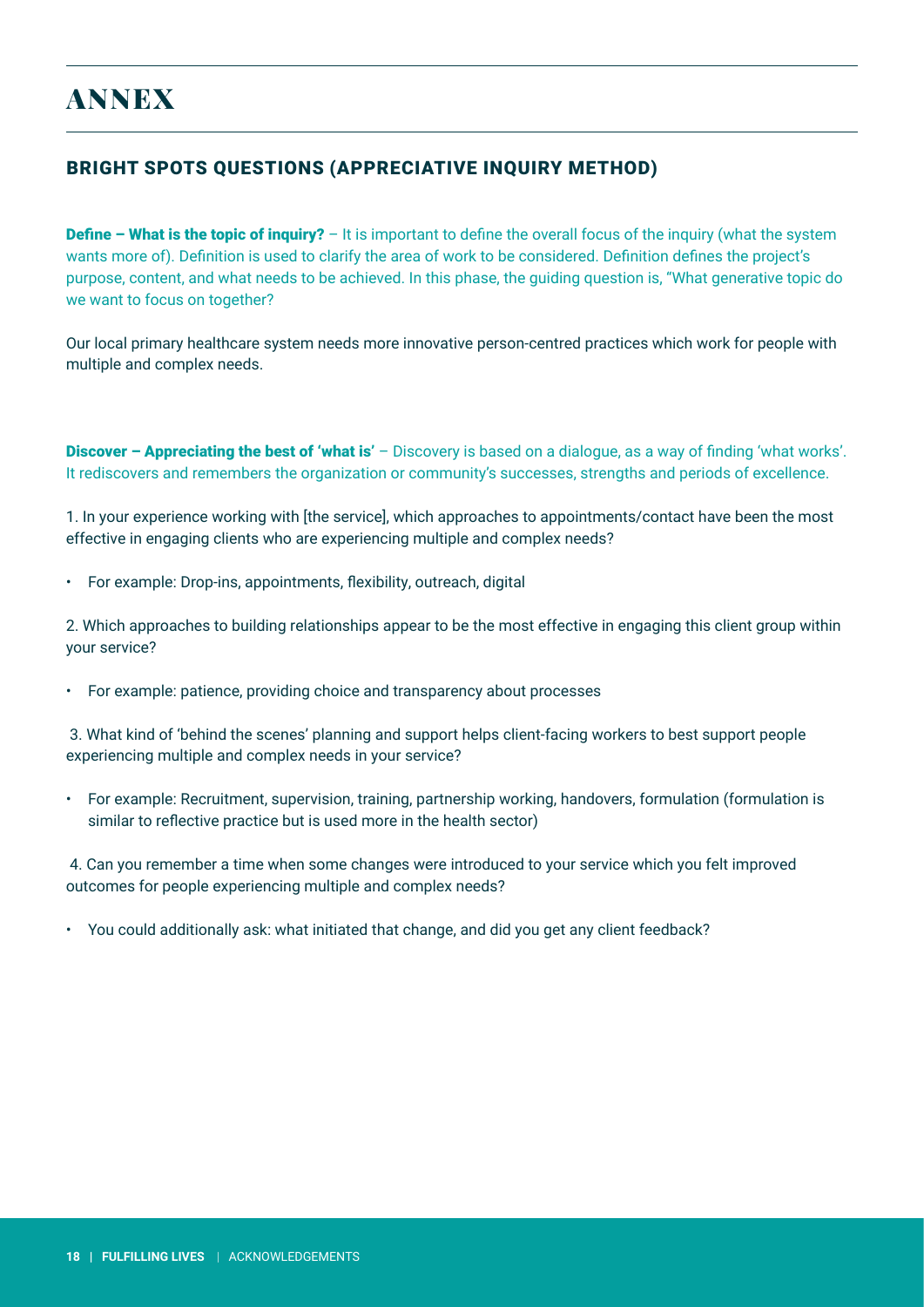# ANNEX

## BRIGHT SPOTS QUESTIONS (APPRECIATIVE INQUIRY METHOD)

**Define – What is the topic of inquiry?** – It is important to define the overall focus of the inquiry (what the system wants more of). Definition is used to clarify the area of work to be considered. Definition defines the project's purpose, content, and what needs to be achieved. In this phase, the guiding question is, "What generative topic do we want to focus on together?

Our local primary healthcare system needs more innovative person-centred practices which work for people with multiple and complex needs.

**Discover – Appreciating the best of 'what is'** – Discovery is based on a dialogue, as a way of finding 'what works'. It rediscovers and remembers the organization or community's successes, strengths and periods of excellence.

1. In your experience working with [the service], which approaches to appointments/contact have been the most effective in engaging clients who are experiencing multiple and complex needs?

- For example: Drop-ins, appointments, flexibility, outreach, digital

2. Which approaches to building relationships appear to be the most effective in engaging this client group within your service?

- For example: patience, providing choice and transparency about processes

3. What kind of 'behind the scenes' planning and support helps client-facing workers to best support people experiencing multiple and complex needs in your service?

- For example: Recruitment, supervision, training, partnership working, handovers, formulation (formulation is similar to reflective practice but is used more in the health sector)

4. Can you remember a time when some changes were introduced to your service which you felt improved outcomes for people experiencing multiple and complex needs?

- You could additionally ask: what initiated that change, and did you get any client feedback?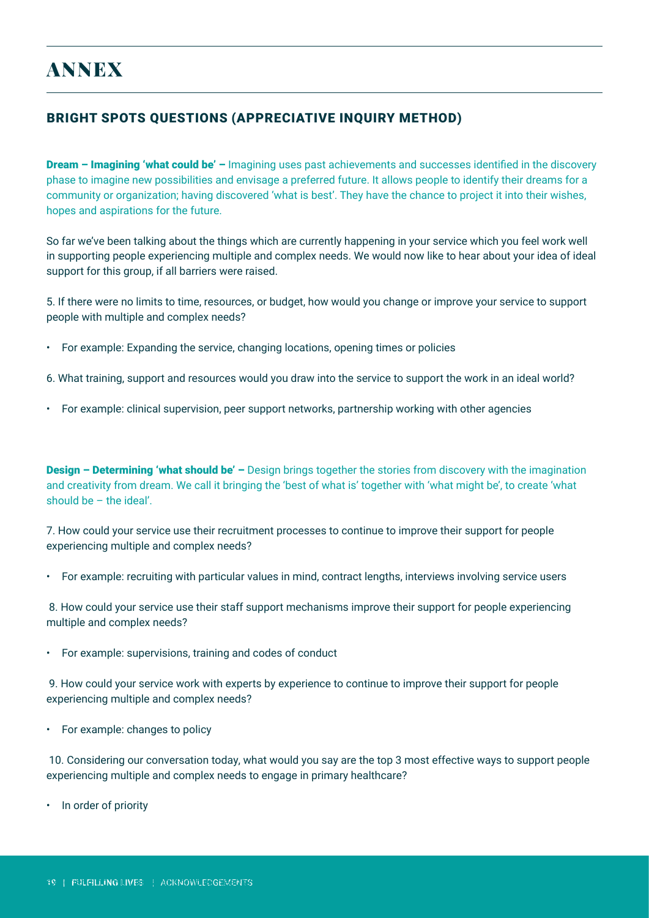# ANNEX

## BRIGHT SPOTS QUESTIONS (APPRECIATIVE INQUIRY METHOD)

**Dream – Imagining 'what could be' –** Imagining uses past achievements and successes identified in the discovery phase to imagine new possibilities and envisage a preferred future. It allows people to identify their dreams for a community or organization; having discovered 'what is best'. They have the chance to project it into their wishes, hopes and aspirations for the future.

So far we've been talking about the things which are currently happening in your service which you feel work well in supporting people experiencing multiple and complex needs. We would now like to hear about your idea of ideal support for this group, if all barriers were raised.

5. If there were no limits to time, resources, or budget, how would you change or improve your service to support people with multiple and complex needs?

- For example: Expanding the service, changing locations, opening times or policies

6. What training, support and resources would you draw into the service to support the work in an ideal world?

- For example: clinical supervision, peer support networks, partnership working with other agencies

**Design – Determining 'what should be' –** Design brings together the stories from discovery with the imagination and creativity from dream. We call it bringing the 'best of what is' together with 'what might be', to create 'what should be – the ideal'.

7. How could your service use their recruitment processes to continue to improve their support for people experiencing multiple and complex needs?

- For example: recruiting with particular values in mind, contract lengths, interviews involving service users

8. How could your service use their staff support mechanisms improve their support for people experiencing multiple and complex needs?

- For example: supervisions, training and codes of conduct

9. How could your service work with experts by experience to continue to improve their support for people experiencing multiple and complex needs?

- For example: changes to policy

10. Considering our conversation today, what would you say are the top 3 most effective ways to support people experiencing multiple and complex needs to engage in primary healthcare?

- In order of priority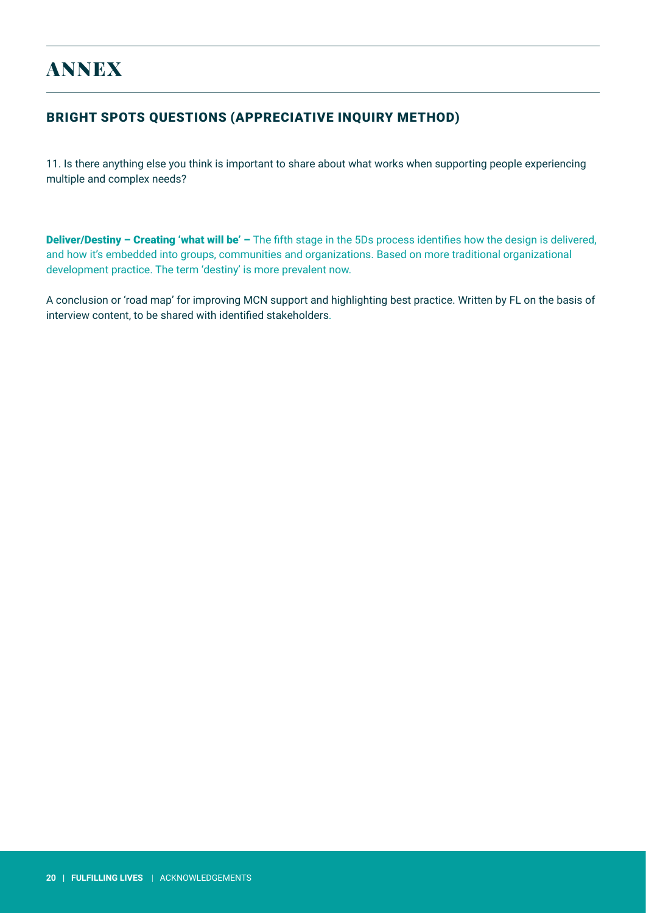# ANNEX

## BRIGHT SPOTS QUESTIONS (APPRECIATIVE INQUIRY METHOD)

11. Is there anything else you think is important to share about what works when supporting people experiencing multiple and complex needs?

**Deliver/Destiny – Creating 'what will be' –** The fifth stage in the 5Ds process identifies how the design is delivered, and how it's embedded into groups, communities and organizations. Based on more traditional organizational development practice. The term 'destiny' is more prevalent now.

A conclusion or 'road map' for improving MCN support and highlighting best practice. Written by FL on the basis of interview content, to be shared with identified stakeholders.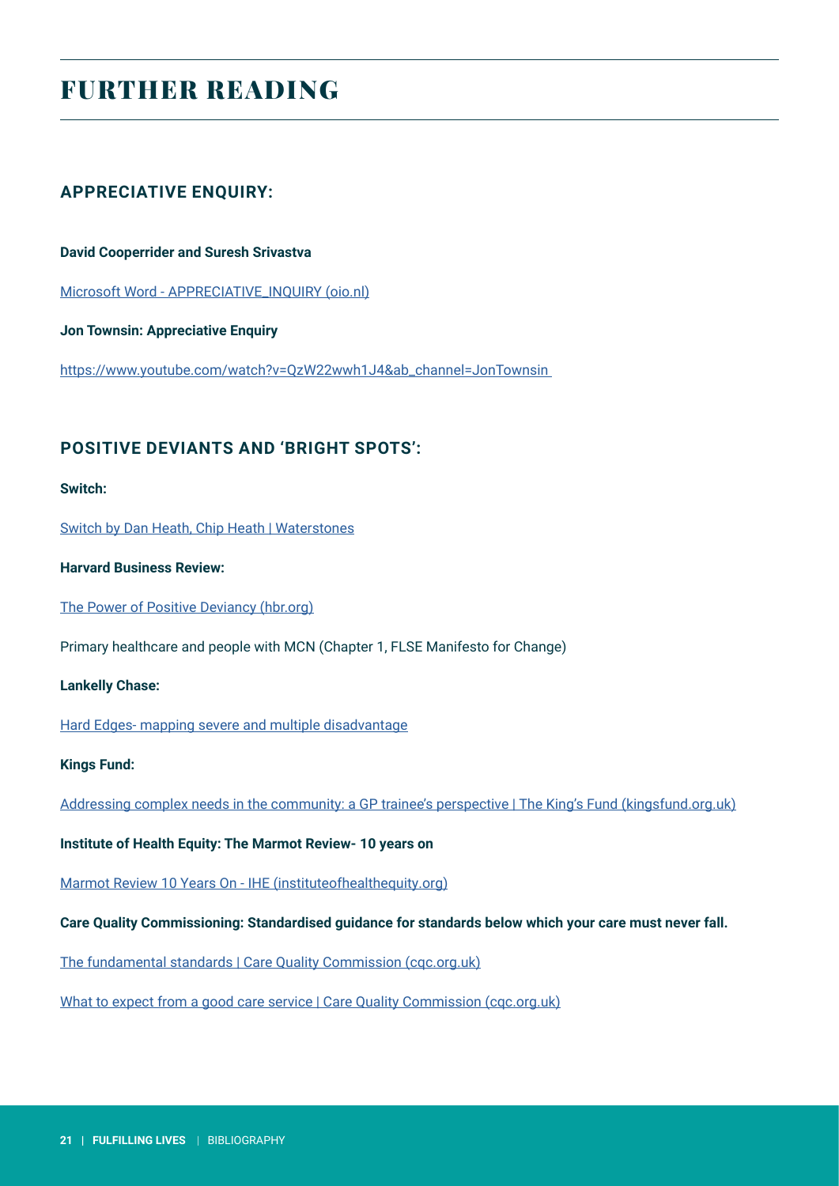# FURTHER READING

## APPRECIATIVE ENQUIRY:

**David Cooperrider and Suresh Srivastva**

Microsoft Word - APPRECIATIVE_INQUIRY (oio.nl)

**Jon Townsin: Appreciative Enquiry**

https://www.youtube.com/watch?v=QzW22wwh1J4&ab_channel=JonTownsin

## POSITIVE DEVIANTS AND 'BRIGHT SPOTS':

**Switch:**

Switch by Dan Heath, Chip Heath | Waterstones

**Harvard Business Review:**

The Power of Positive Deviancy (hbr.org)

Primary healthcare and people with MCN (Chapter 1, FLSE Manifesto for Change)

**Lankelly Chase:**

Hard Edges- mapping severe and multiple disadvantage

**Kings Fund:**

Addressing complex needs in the community: a GP trainee's perspective | The King's Fund (kingsfund.org.uk)

**Institute of Health Equity: The Marmot Review- 10 years on**

Marmot Review 10 Years On - IHE (instituteofhealthequity.org)

**Care Quality Commissioning: Standardised guidance for standards below which your care must never fall.**

The fundamental standards | Care Quality Commission (cqc.org.uk)

What to expect from a good care service | Care Quality Commission (cqc.org.uk)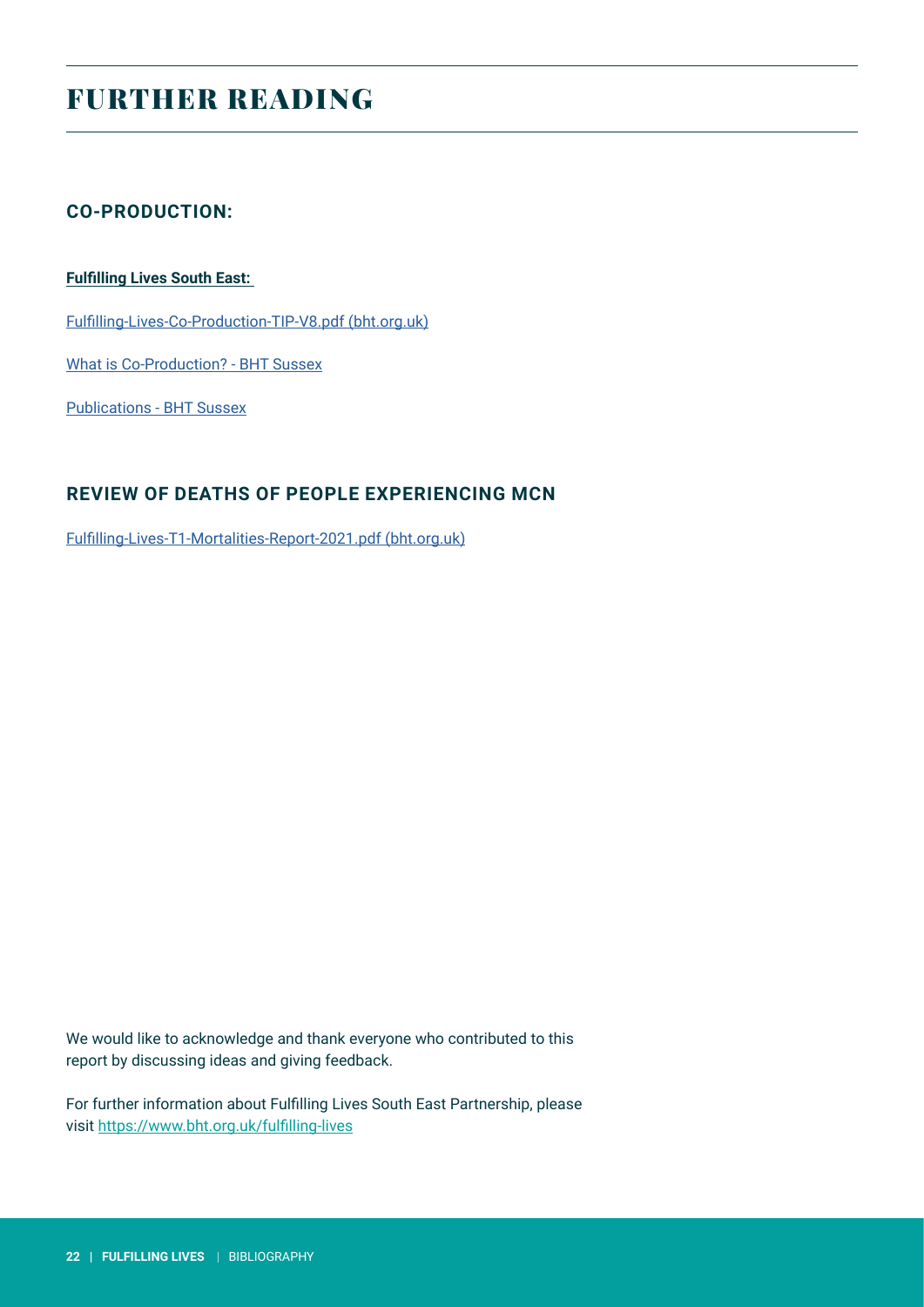# FURTHER READING

## CO-PRODUCTION:

**Fulfilling Lives South East:**

Fulfilling-Lives-Co-Production-TIP-V8.pdf (bht.org.uk)

What is Co-Production? - BHT Sussex

Publications - BHT Sussex

## REVIEW OF DEATHS OF PEOPLE EXPERIENCING MCN

Fulfilling-Lives-T1-Mortalities-Report-2021.pdf (bht.org.uk)

We would like to acknowledge and thank everyone who contributed to this report by discussing ideas and giving feedback.

For further information about Fulfilling Lives South East Partnership, please visit https://www.bht.org.uk/fulfilling-lives